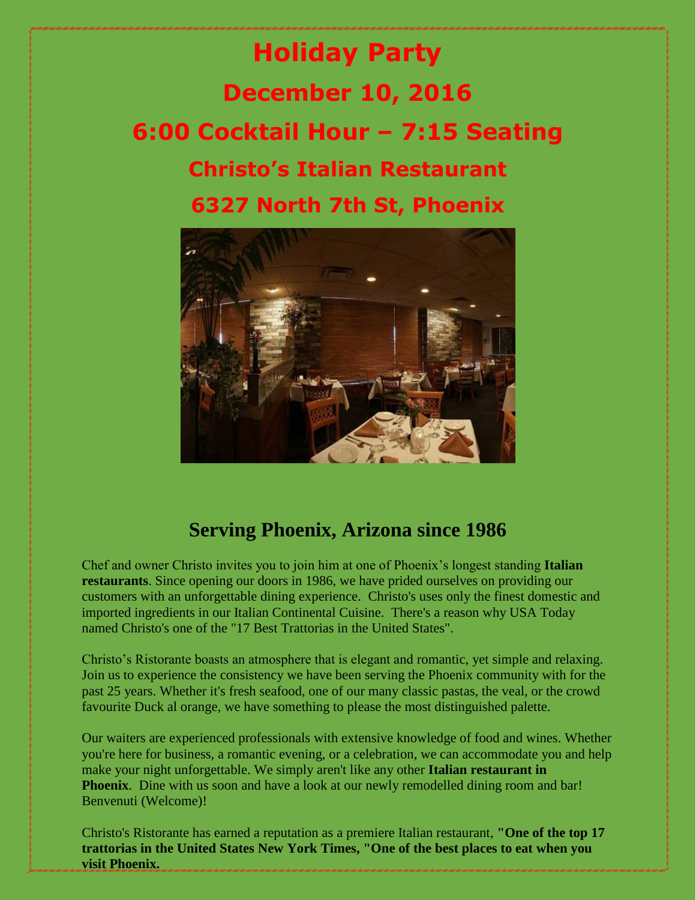# Holiday Party

## December 10, 2016

## 6:00 Cocktail Hour – 7:15 Seating

### Christo's Italian Restaurant

### 6327 North 7th St, Phoenix

## Serving Phoenix, Arizona since 1986

Chef and owner Christo invites you to join him at one of Phoenix's longest standing **Italian restaurants**. Since opening our doors in 1986, we have prided ourselves on providing our customers with an unforgettable dining experience. Christo's uses only the finest domestic and imported ingredients in our Italian Continental Cuisine. There's a reason why USA Today named Christo's one of the "17 Best Trattorias in the United States".

Christo's Ristorante boasts an atmosphere that is elegant and romantic, yet simple and relaxing. Join us to experience the consistency we have been serving the Phoenix community with for the past 25 years. Whether it's fresh seafood, one of our many classic pastas, the veal, or the crowd favourite Duck al orange, we have something to please the most distinguished palette.

Our waiters are experienced professionals with extensive knowledge of food and wines. Whether you're here for business, a romantic evening, or a celebration, we can accommodate you and help make your night unforgettable. We simply aren't like any other **Italian restaurant in Phoenix**. Dine with us soon and have a look at our newly remodelled dining room and bar! Benvenuti (Welcome)!

Christo's Ristorante has earned a reputation as a premiere Italian restaurant, **"One of the top 17 trattorias in the United States New York Times, "One of the best places to eat when you visit Phoenix.**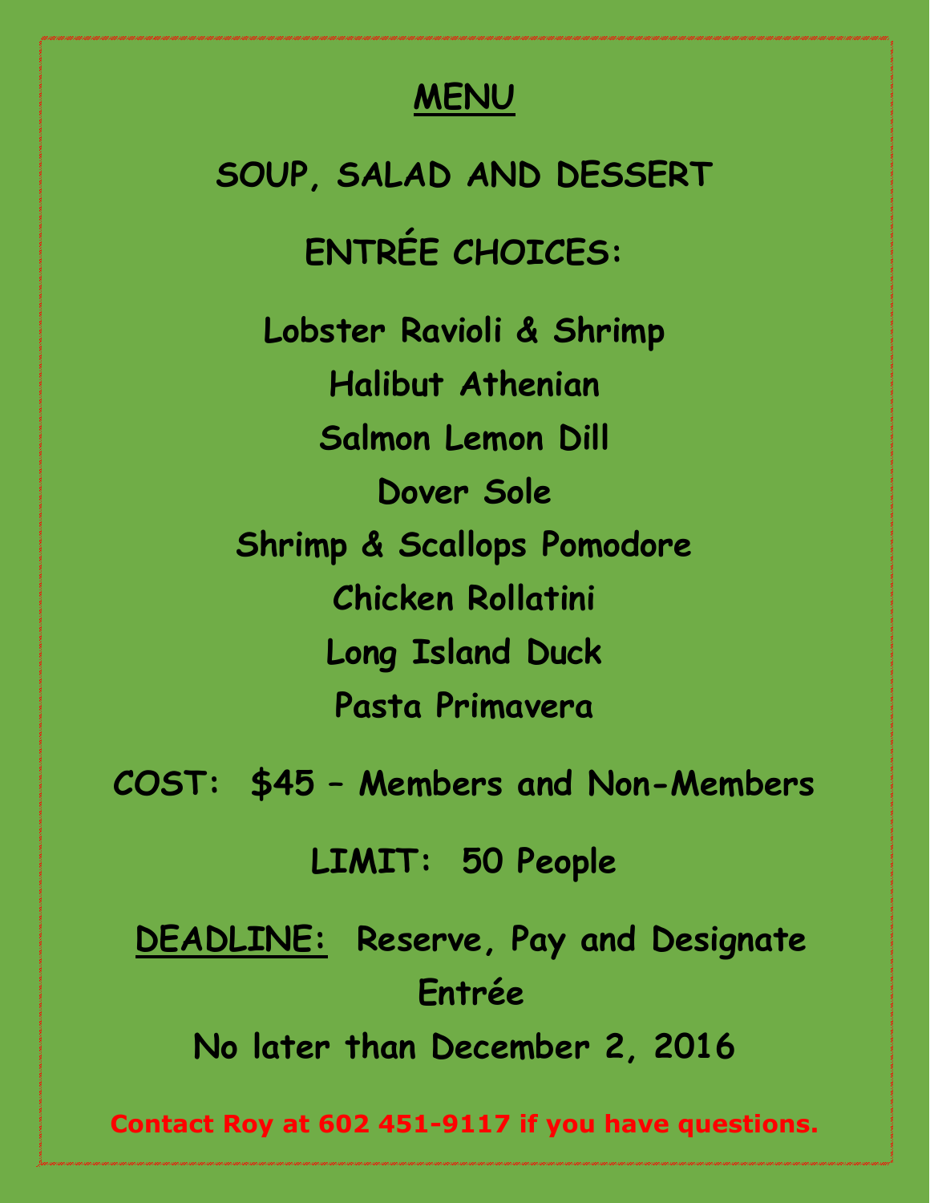# MENU

## SOUP, SALAD AND DESSERT

## ENTRÉE CHOICES:

**Lobster Ravioli & Shrimp**

**Halibut Athenian**

**Salmon Lemon Dill**

**Dover Sole**

**Shrimp & Scallops Pomodore**

**Chicken Rollatini**

**Long Island Duck**

**Pasta Primavera**

**COST: $45 – Members and Non-Members**

**LIMIT: 50 People**

**DEADLINE: Reserve, Pay and Designate Entrée**

**No later than December 2, 2016**

**Contact Roy at 602 451-9117 if you have questions.**